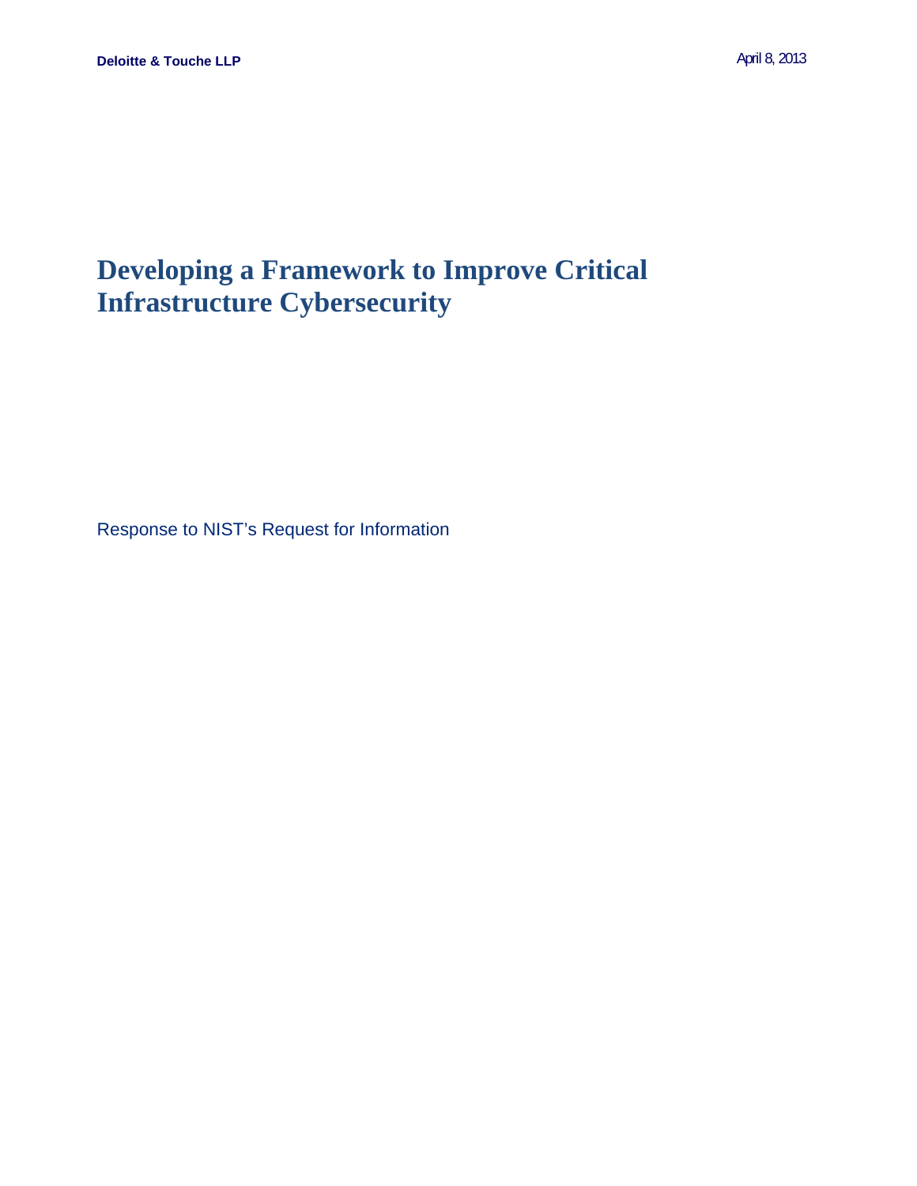**Deloitte & Touche LLP**

April 8, 2013

# Developing a Framework to Improve Critical Infrastructure Cybersecurity

Response to NIST's Request for Information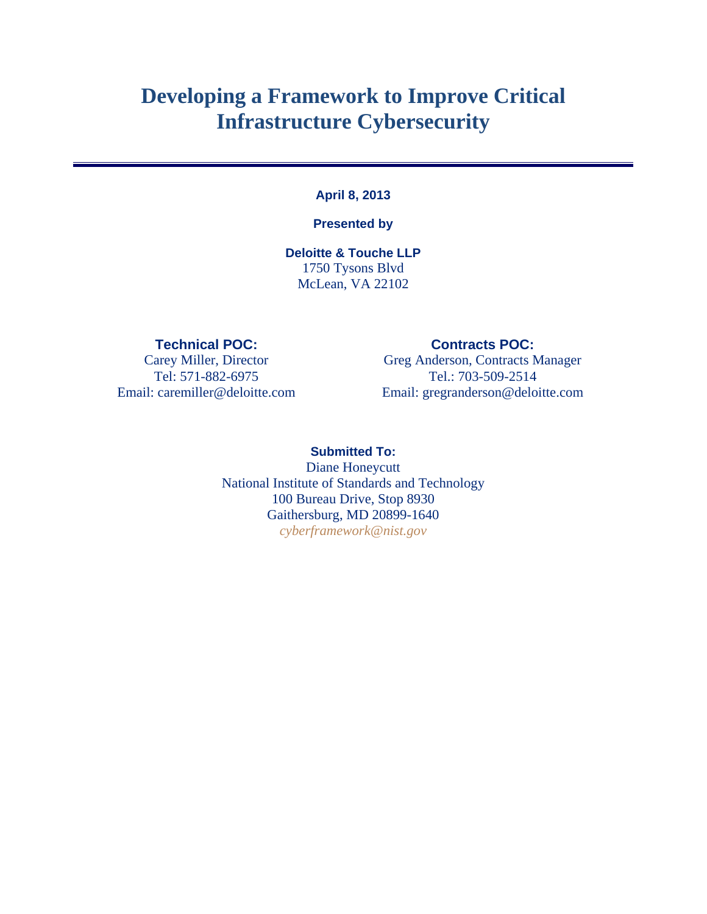# Developing a Framework to Improve Critical Infrastructure Cybersecurity

**April 8, 2013**

**Presented by**

**Deloitte & Touche LLP**
1750 Tysons Blvd
McLean, VA 22102

**Technical POC:**
Carey Miller, Director
Tel: 571-882-6975
Email: caremiller@deloitte.com

**Contracts POC:**
Greg Anderson, Contracts Manager
Tel.: 703-509-2514
Email: gregranderson@deloitte.com

**Submitted To:**
Diane Honeycutt
National Institute of Standards and Technology
100 Bureau Drive, Stop 8930
Gaithersburg, MD 20899-1640
*cyberframework@nist.gov*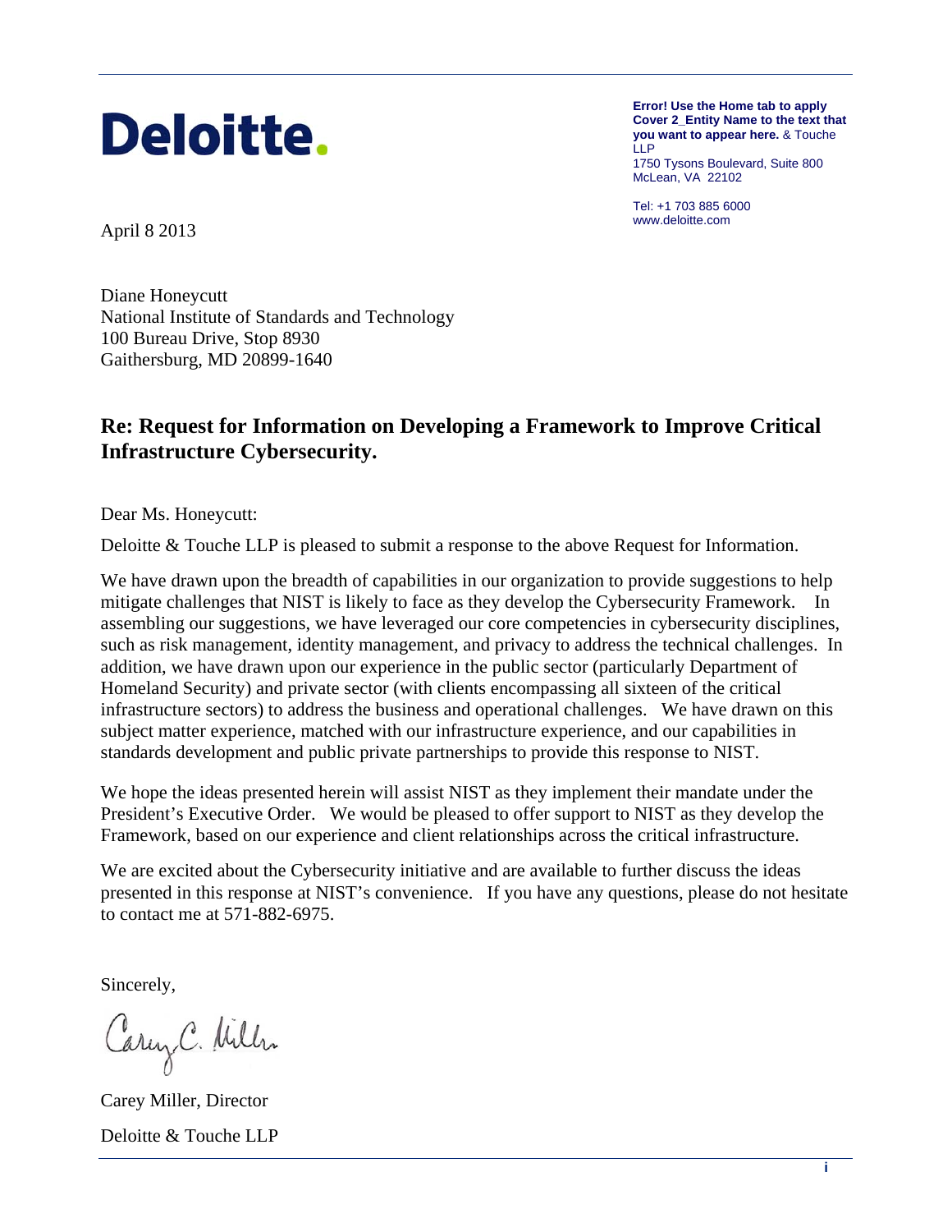**Deloitte.**

**Error! Use the Home tab to apply Cover 2_Entity Name to the text that you want to appear here.** & Touche LLP
1750 Tysons Boulevard, Suite 800
McLean, VA 22102

Tel: +1 703 885 6000
www.deloitte.com

April 8 2013

Diane Honeycutt
National Institute of Standards and Technology
100 Bureau Drive, Stop 8930
Gaithersburg, MD 20899-1640

## Re: Request for Information on Developing a Framework to Improve Critical Infrastructure Cybersecurity.

Dear Ms. Honeycutt:

Deloitte & Touche LLP is pleased to submit a response to the above Request for Information.

We have drawn upon the breadth of capabilities in our organization to provide suggestions to help mitigate challenges that NIST is likely to face as they develop the Cybersecurity Framework. In assembling our suggestions, we have leveraged our core competencies in cybersecurity disciplines, such as risk management, identity management, and privacy to address the technical challenges. In addition, we have drawn upon our experience in the public sector (particularly Department of Homeland Security) and private sector (with clients encompassing all sixteen of the critical infrastructure sectors) to address the business and operational challenges. We have drawn on this subject matter experience, matched with our infrastructure experience, and our capabilities in standards development and public private partnerships to provide this response to NIST.

We hope the ideas presented herein will assist NIST as they implement their mandate under the President's Executive Order. We would be pleased to offer support to NIST as they develop the Framework, based on our experience and client relationships across the critical infrastructure.

We are excited about the Cybersecurity initiative and are available to further discuss the ideas presented in this response at NIST's convenience. If you have any questions, please do not hesitate to contact me at 571-882-6975.

Sincerely,

Carey C. Miller

Carey Miller, Director

Deloitte & Touche LLP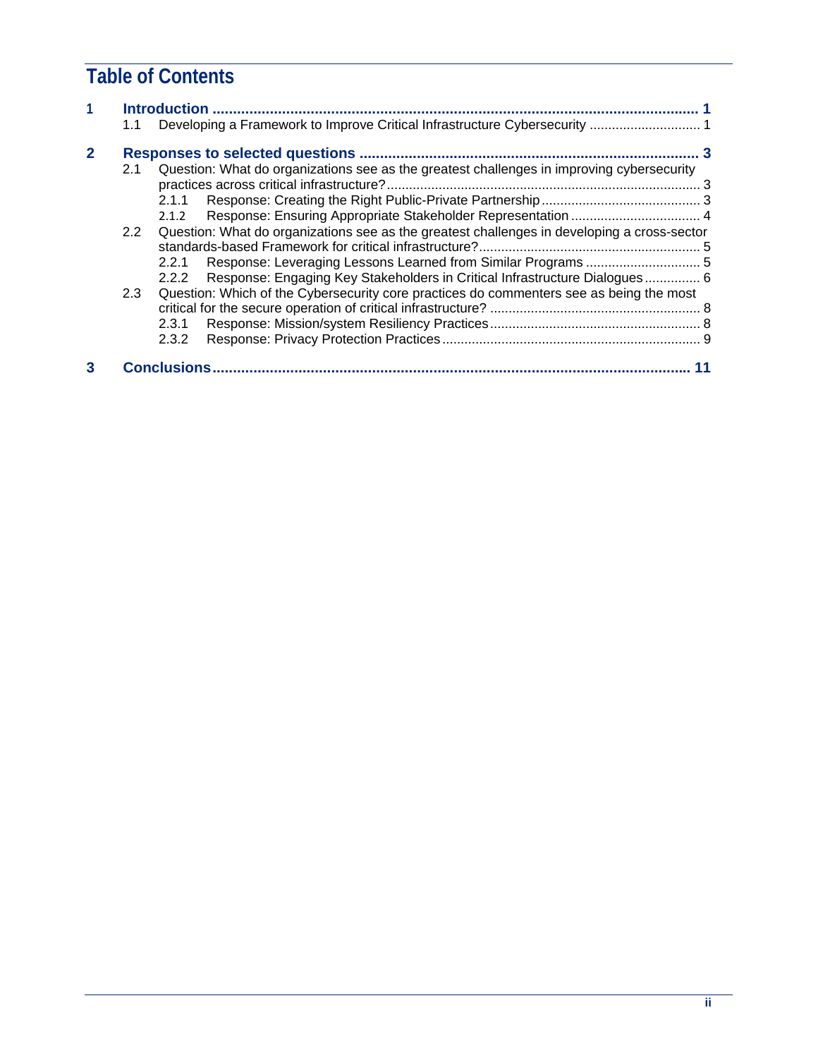# Table of Contents

1 Introduction ........................................................................................................................ 1
  1.1 Developing a Framework to Improve Critical Infrastructure Cybersecurity .............................. 1

2 Responses to selected questions .................................................................................. 3
  2.1 Question: What do organizations see as the greatest challenges in improving cybersecurity practices across critical infrastructure?..................................................................................... 3
    2.1.1 Response: Creating the Right Public-Private Partnership ........................................... 3
    2.1.2 Response: Ensuring Appropriate Stakeholder Representation .................................. 4
  2.2 Question: What do organizations see as the greatest challenges in developing a cross-sector standards-based Framework for critical infrastructure?........................................................... 5
    2.2.1 Response: Leveraging Lessons Learned from Similar Programs ............................... 5
    2.2.2 Response: Engaging Key Stakeholders in Critical Infrastructure Dialogues............... 6
  2.3 Question: Which of the Cybersecurity core practices do commenters see as being the most critical for the secure operation of critical infrastructure? ......................................................... 8
    2.3.1 Response: Mission/system Resiliency Practices........................................................ 8
    2.3.2 Response: Privacy Protection Practices..................................................................... 9

3 Conclusions..................................................................................................................... 11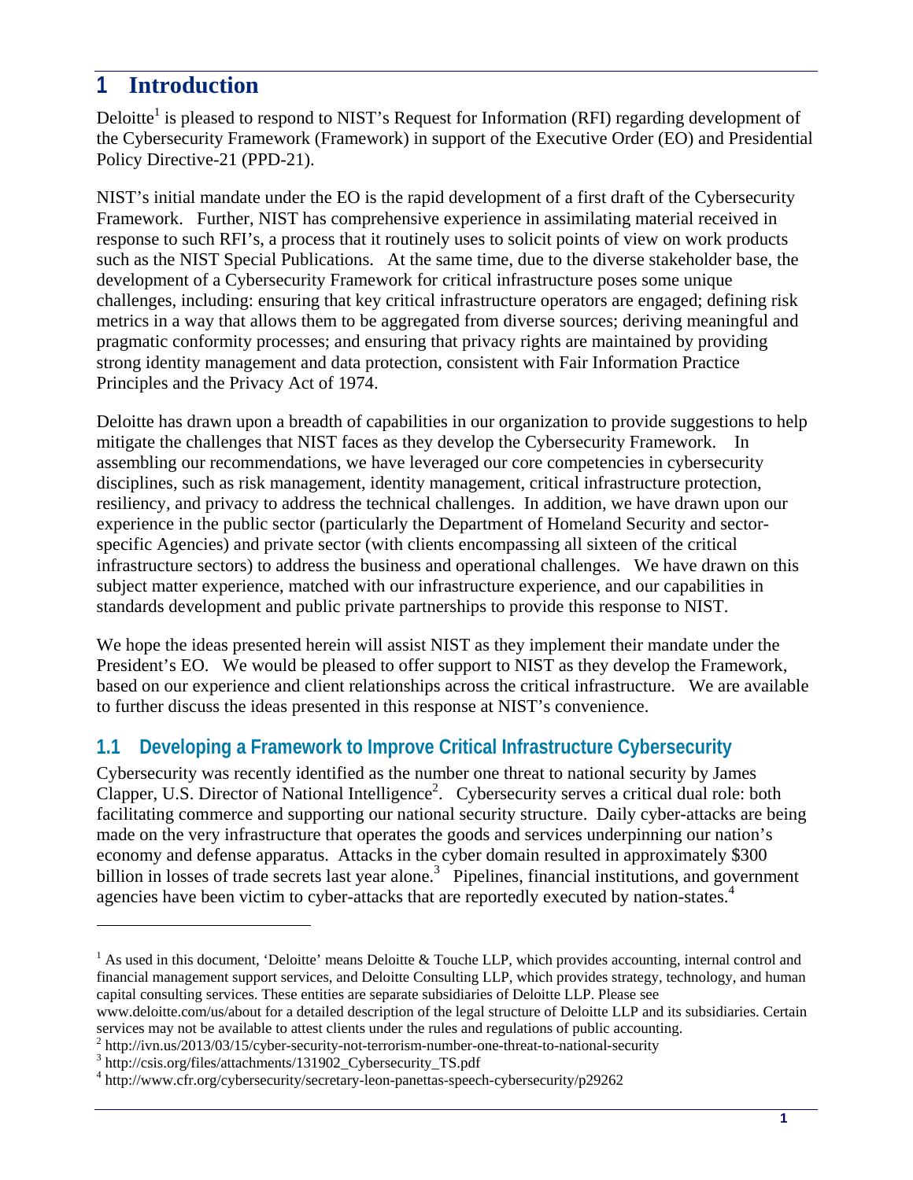# 1 Introduction

Deloitte[1] is pleased to respond to NIST's Request for Information (RFI) regarding development of the Cybersecurity Framework (Framework) in support of the Executive Order (EO) and Presidential Policy Directive-21 (PPD-21).

NIST's initial mandate under the EO is the rapid development of a first draft of the Cybersecurity Framework. Further, NIST has comprehensive experience in assimilating material received in response to such RFI's, a process that it routinely uses to solicit points of view on work products such as the NIST Special Publications. At the same time, due to the diverse stakeholder base, the development of a Cybersecurity Framework for critical infrastructure poses some unique challenges, including: ensuring that key critical infrastructure operators are engaged; defining risk metrics in a way that allows them to be aggregated from diverse sources; deriving meaningful and pragmatic conformity processes; and ensuring that privacy rights are maintained by providing strong identity management and data protection, consistent with Fair Information Practice Principles and the Privacy Act of 1974.

Deloitte has drawn upon a breadth of capabilities in our organization to provide suggestions to help mitigate the challenges that NIST faces as they develop the Cybersecurity Framework. In assembling our recommendations, we have leveraged our core competencies in cybersecurity disciplines, such as risk management, identity management, critical infrastructure protection, resiliency, and privacy to address the technical challenges. In addition, we have drawn upon our experience in the public sector (particularly the Department of Homeland Security and sector-specific Agencies) and private sector (with clients encompassing all sixteen of the critical infrastructure sectors) to address the business and operational challenges. We have drawn on this subject matter experience, matched with our infrastructure experience, and our capabilities in standards development and public private partnerships to provide this response to NIST.

We hope the ideas presented herein will assist NIST as they implement their mandate under the President's EO. We would be pleased to offer support to NIST as they develop the Framework, based on our experience and client relationships across the critical infrastructure. We are available to further discuss the ideas presented in this response at NIST's convenience.

## 1.1 Developing a Framework to Improve Critical Infrastructure Cybersecurity

Cybersecurity was recently identified as the number one threat to national security by James Clapper, U.S. Director of National Intelligence[2]. Cybersecurity serves a critical dual role: both facilitating commerce and supporting our national security structure. Daily cyber-attacks are being made on the very infrastructure that operates the goods and services underpinning our nation's economy and defense apparatus. Attacks in the cyber domain resulted in approximately $300 billion in losses of trade secrets last year alone.[3] Pipelines, financial institutions, and government agencies have been victim to cyber-attacks that are reportedly executed by nation-states.[4]

---

[1] As used in this document, 'Deloitte' means Deloitte & Touche LLP, which provides accounting, internal control and financial management support services, and Deloitte Consulting LLP, which provides strategy, technology, and human capital consulting services. These entities are separate subsidiaries of Deloitte LLP. Please see www.deloitte.com/us/about for a detailed description of the legal structure of Deloitte LLP and its subsidiaries. Certain services may not be available to attest clients under the rules and regulations of public accounting.

[2] http://ivn.us/2013/03/15/cyber-security-not-terrorism-number-one-threat-to-national-security

[3] http://csis.org/files/attachments/131902_Cybersecurity_TS.pdf

[4] http://www.cfr.org/cybersecurity/secretary-leon-panettas-speech-cybersecurity/p29262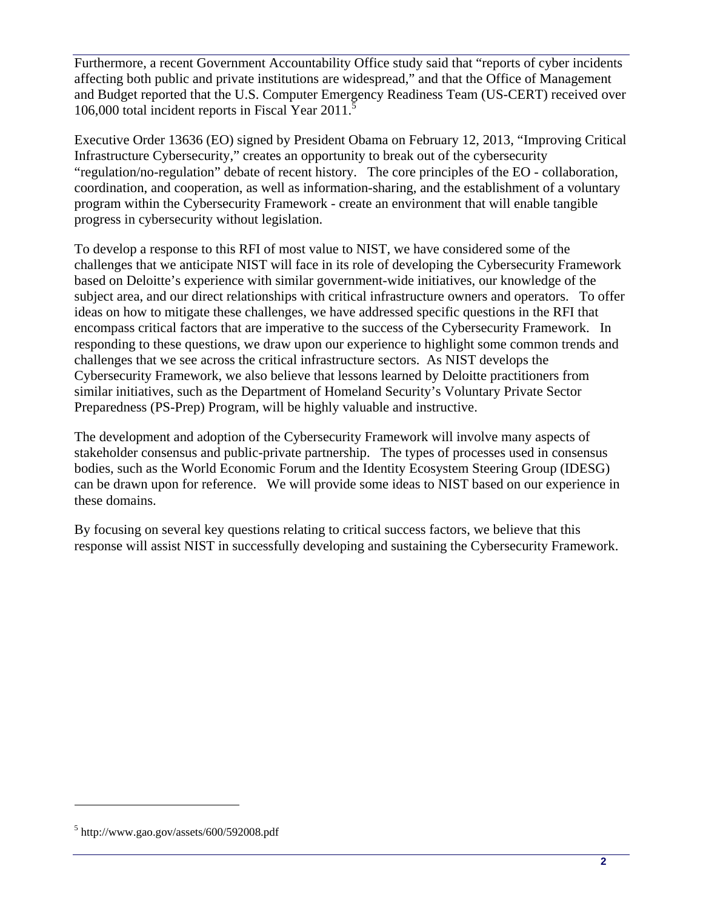Furthermore, a recent Government Accountability Office study said that "reports of cyber incidents affecting both public and private institutions are widespread," and that the Office of Management and Budget reported that the U.S. Computer Emergency Readiness Team (US-CERT) received over 106,000 total incident reports in Fiscal Year 2011.[5]

Executive Order 13636 (EO) signed by President Obama on February 12, 2013, "Improving Critical Infrastructure Cybersecurity," creates an opportunity to break out of the cybersecurity "regulation/no-regulation" debate of recent history. The core principles of the EO - collaboration, coordination, and cooperation, as well as information-sharing, and the establishment of a voluntary program within the Cybersecurity Framework - create an environment that will enable tangible progress in cybersecurity without legislation.

To develop a response to this RFI of most value to NIST, we have considered some of the challenges that we anticipate NIST will face in its role of developing the Cybersecurity Framework based on Deloitte's experience with similar government-wide initiatives, our knowledge of the subject area, and our direct relationships with critical infrastructure owners and operators. To offer ideas on how to mitigate these challenges, we have addressed specific questions in the RFI that encompass critical factors that are imperative to the success of the Cybersecurity Framework. In responding to these questions, we draw upon our experience to highlight some common trends and challenges that we see across the critical infrastructure sectors. As NIST develops the Cybersecurity Framework, we also believe that lessons learned by Deloitte practitioners from similar initiatives, such as the Department of Homeland Security's Voluntary Private Sector Preparedness (PS-Prep) Program, will be highly valuable and instructive.

The development and adoption of the Cybersecurity Framework will involve many aspects of stakeholder consensus and public-private partnership. The types of processes used in consensus bodies, such as the World Economic Forum and the Identity Ecosystem Steering Group (IDESG) can be drawn upon for reference. We will provide some ideas to NIST based on our experience in these domains.

By focusing on several key questions relating to critical success factors, we believe that this response will assist NIST in successfully developing and sustaining the Cybersecurity Framework.

[5] http://www.gao.gov/assets/600/592008.pdf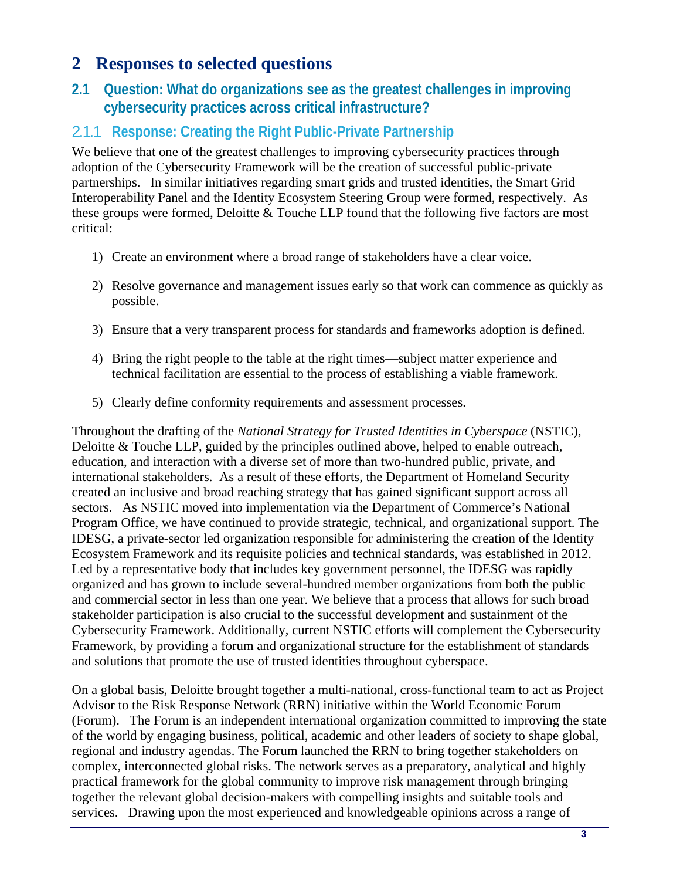# 2 Responses to selected questions

## 2.1 Question: What do organizations see as the greatest challenges in improving cybersecurity practices across critical infrastructure?

### 2.1.1 Response: Creating the Right Public-Private Partnership

We believe that one of the greatest challenges to improving cybersecurity practices through adoption of the Cybersecurity Framework will be the creation of successful public-private partnerships. In similar initiatives regarding smart grids and trusted identities, the Smart Grid Interoperability Panel and the Identity Ecosystem Steering Group were formed, respectively. As these groups were formed, Deloitte & Touche LLP found that the following five factors are most critical:

1) Create an environment where a broad range of stakeholders have a clear voice.
2) Resolve governance and management issues early so that work can commence as quickly as possible.
3) Ensure that a very transparent process for standards and frameworks adoption is defined.
4) Bring the right people to the table at the right times—subject matter experience and technical facilitation are essential to the process of establishing a viable framework.
5) Clearly define conformity requirements and assessment processes.

Throughout the drafting of the *National Strategy for Trusted Identities in Cyberspace* (NSTIC), Deloitte & Touche LLP, guided by the principles outlined above, helped to enable outreach, education, and interaction with a diverse set of more than two-hundred public, private, and international stakeholders. As a result of these efforts, the Department of Homeland Security created an inclusive and broad reaching strategy that has gained significant support across all sectors. As NSTIC moved into implementation via the Department of Commerce's National Program Office, we have continued to provide strategic, technical, and organizational support. The IDESG, a private-sector led organization responsible for administering the creation of the Identity Ecosystem Framework and its requisite policies and technical standards, was established in 2012. Led by a representative body that includes key government personnel, the IDESG was rapidly organized and has grown to include several-hundred member organizations from both the public and commercial sector in less than one year. We believe that a process that allows for such broad stakeholder participation is also crucial to the successful development and sustainment of the Cybersecurity Framework. Additionally, current NSTIC efforts will complement the Cybersecurity Framework, by providing a forum and organizational structure for the establishment of standards and solutions that promote the use of trusted identities throughout cyberspace.

On a global basis, Deloitte brought together a multi-national, cross-functional team to act as Project Advisor to the Risk Response Network (RRN) initiative within the World Economic Forum (Forum). The Forum is an independent international organization committed to improving the state of the world by engaging business, political, academic and other leaders of society to shape global, regional and industry agendas. The Forum launched the RRN to bring together stakeholders on complex, interconnected global risks. The network serves as a preparatory, analytical and highly practical framework for the global community to improve risk management through bringing together the relevant global decision-makers with compelling insights and suitable tools and services. Drawing upon the most experienced and knowledgeable opinions across a range of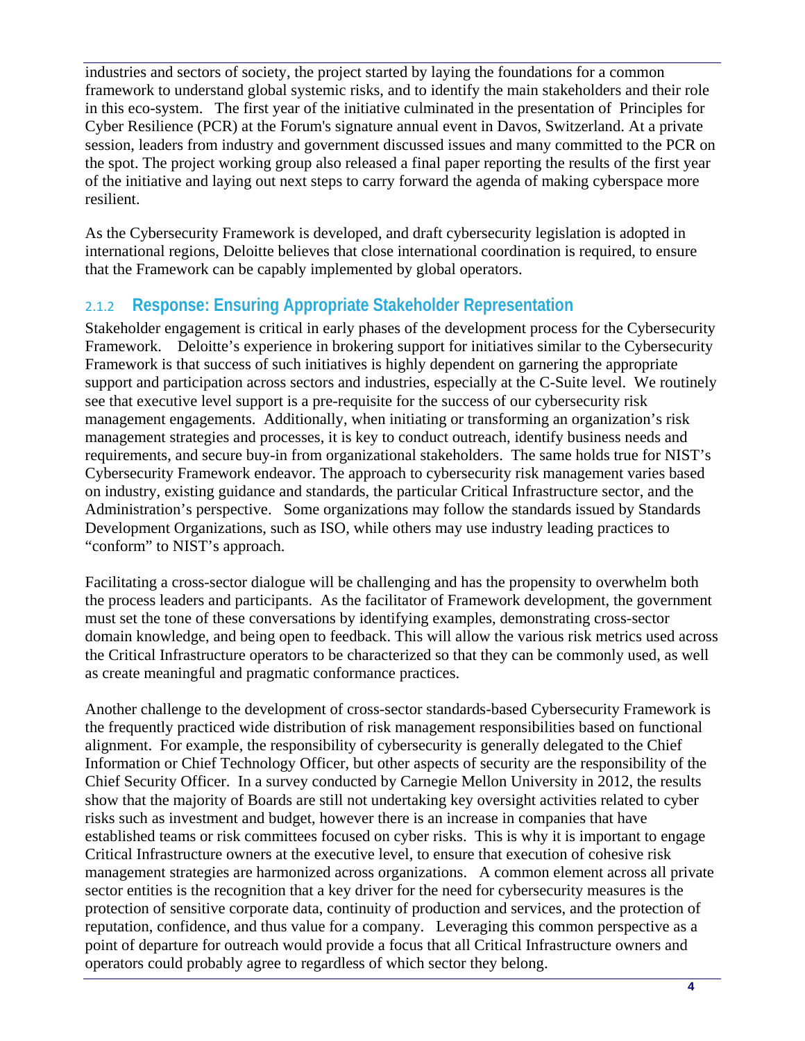industries and sectors of society, the project started by laying the foundations for a common framework to understand global systemic risks, and to identify the main stakeholders and their role in this eco-system. The first year of the initiative culminated in the presentation of Principles for Cyber Resilience (PCR) at the Forum's signature annual event in Davos, Switzerland. At a private session, leaders from industry and government discussed issues and many committed to the PCR on the spot. The project working group also released a final paper reporting the results of the first year of the initiative and laying out next steps to carry forward the agenda of making cyberspace more resilient.

As the Cybersecurity Framework is developed, and draft cybersecurity legislation is adopted in international regions, Deloitte believes that close international coordination is required, to ensure that the Framework can be capably implemented by global operators.

### 2.1.2 Response: Ensuring Appropriate Stakeholder Representation

Stakeholder engagement is critical in early phases of the development process for the Cybersecurity Framework. Deloitte's experience in brokering support for initiatives similar to the Cybersecurity Framework is that success of such initiatives is highly dependent on garnering the appropriate support and participation across sectors and industries, especially at the C-Suite level. We routinely see that executive level support is a pre-requisite for the success of our cybersecurity risk management engagements. Additionally, when initiating or transforming an organization's risk management strategies and processes, it is key to conduct outreach, identify business needs and requirements, and secure buy-in from organizational stakeholders. The same holds true for NIST's Cybersecurity Framework endeavor. The approach to cybersecurity risk management varies based on industry, existing guidance and standards, the particular Critical Infrastructure sector, and the Administration's perspective. Some organizations may follow the standards issued by Standards Development Organizations, such as ISO, while others may use industry leading practices to "conform" to NIST's approach.

Facilitating a cross-sector dialogue will be challenging and has the propensity to overwhelm both the process leaders and participants. As the facilitator of Framework development, the government must set the tone of these conversations by identifying examples, demonstrating cross-sector domain knowledge, and being open to feedback. This will allow the various risk metrics used across the Critical Infrastructure operators to be characterized so that they can be commonly used, as well as create meaningful and pragmatic conformance practices.

Another challenge to the development of cross-sector standards-based Cybersecurity Framework is the frequently practiced wide distribution of risk management responsibilities based on functional alignment. For example, the responsibility of cybersecurity is generally delegated to the Chief Information or Chief Technology Officer, but other aspects of security are the responsibility of the Chief Security Officer. In a survey conducted by Carnegie Mellon University in 2012, the results show that the majority of Boards are still not undertaking key oversight activities related to cyber risks such as investment and budget, however there is an increase in companies that have established teams or risk committees focused on cyber risks. This is why it is important to engage Critical Infrastructure owners at the executive level, to ensure that execution of cohesive risk management strategies are harmonized across organizations. A common element across all private sector entities is the recognition that a key driver for the need for cybersecurity measures is the protection of sensitive corporate data, continuity of production and services, and the protection of reputation, confidence, and thus value for a company. Leveraging this common perspective as a point of departure for outreach would provide a focus that all Critical Infrastructure owners and operators could probably agree to regardless of which sector they belong.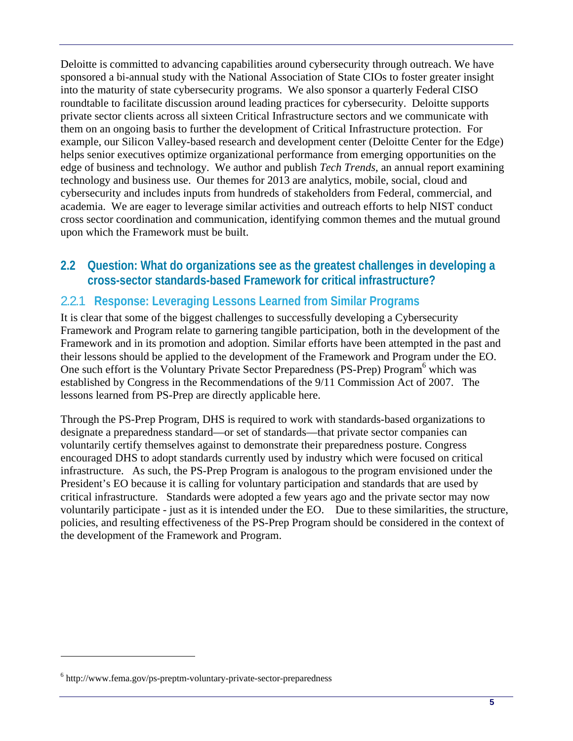Deloitte is committed to advancing capabilities around cybersecurity through outreach. We have sponsored a bi-annual study with the National Association of State CIOs to foster greater insight into the maturity of state cybersecurity programs. We also sponsor a quarterly Federal CISO roundtable to facilitate discussion around leading practices for cybersecurity. Deloitte supports private sector clients across all sixteen Critical Infrastructure sectors and we communicate with them on an ongoing basis to further the development of Critical Infrastructure protection. For example, our Silicon Valley-based research and development center (Deloitte Center for the Edge) helps senior executives optimize organizational performance from emerging opportunities on the edge of business and technology. We author and publish *Tech Trends*, an annual report examining technology and business use. Our themes for 2013 are analytics, mobile, social, cloud and cybersecurity and includes inputs from hundreds of stakeholders from Federal, commercial, and academia. We are eager to leverage similar activities and outreach efforts to help NIST conduct cross sector coordination and communication, identifying common themes and the mutual ground upon which the Framework must be built.

## 2.2 Question: What do organizations see as the greatest challenges in developing a cross-sector standards-based Framework for critical infrastructure?

### 2.2.1 Response: Leveraging Lessons Learned from Similar Programs

It is clear that some of the biggest challenges to successfully developing a Cybersecurity Framework and Program relate to garnering tangible participation, both in the development of the Framework and in its promotion and adoption. Similar efforts have been attempted in the past and their lessons should be applied to the development of the Framework and Program under the EO. One such effort is the Voluntary Private Sector Preparedness (PS-Prep) Program[6] which was established by Congress in the Recommendations of the 9/11 Commission Act of 2007. The lessons learned from PS-Prep are directly applicable here.

Through the PS-Prep Program, DHS is required to work with standards-based organizations to designate a preparedness standard—or set of standards—that private sector companies can voluntarily certify themselves against to demonstrate their preparedness posture. Congress encouraged DHS to adopt standards currently used by industry which were focused on critical infrastructure. As such, the PS-Prep Program is analogous to the program envisioned under the President's EO because it is calling for voluntary participation and standards that are used by critical infrastructure. Standards were adopted a few years ago and the private sector may now voluntarily participate - just as it is intended under the EO. Due to these similarities, the structure, policies, and resulting effectiveness of the PS-Prep Program should be considered in the context of the development of the Framework and Program.

[6] http://www.fema.gov/ps-preptm-voluntary-private-sector-preparedness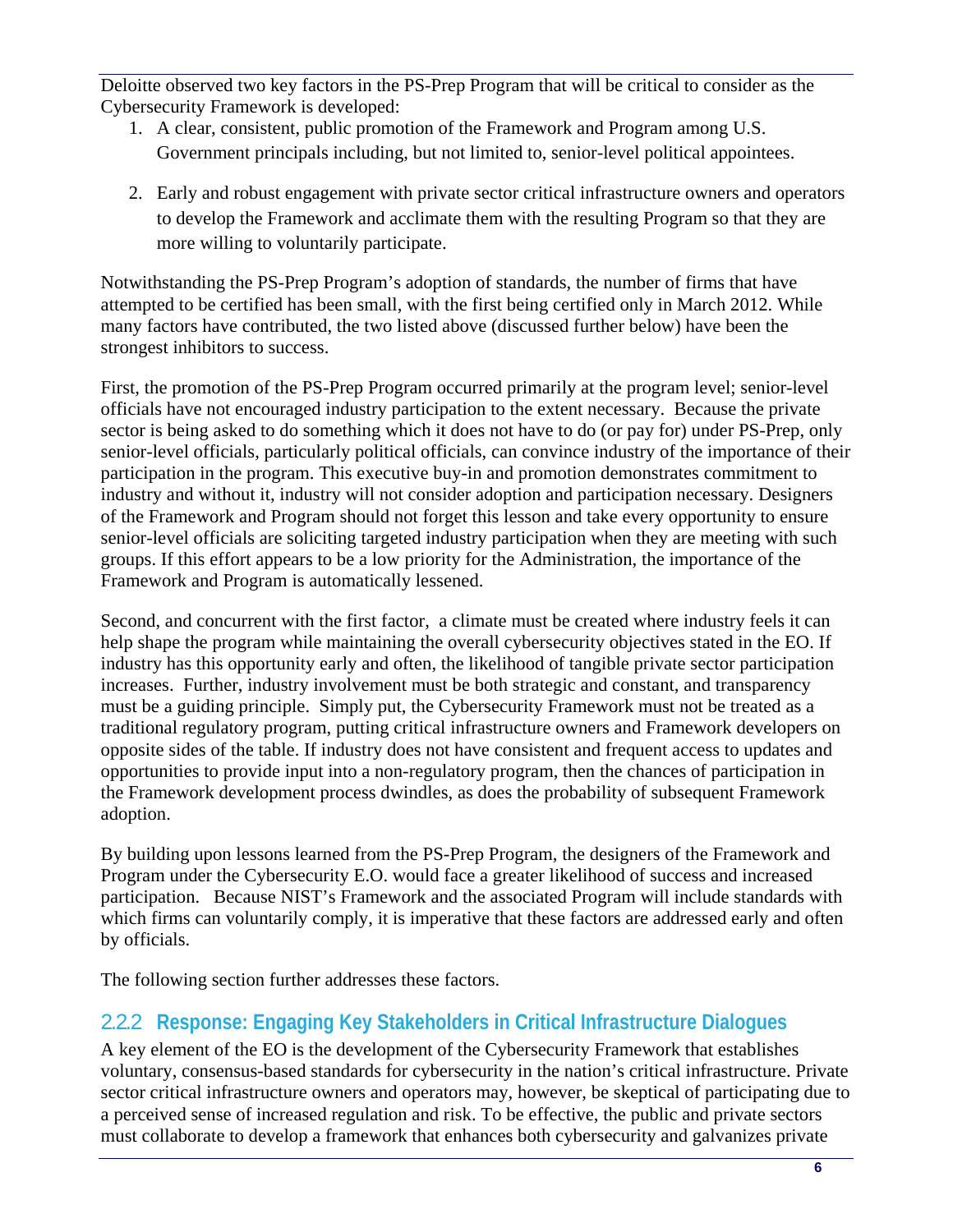Deloitte observed two key factors in the PS-Prep Program that will be critical to consider as the Cybersecurity Framework is developed:

1. A clear, consistent, public promotion of the Framework and Program among U.S. Government principals including, but not limited to, senior-level political appointees.
2. Early and robust engagement with private sector critical infrastructure owners and operators to develop the Framework and acclimate them with the resulting Program so that they are more willing to voluntarily participate.

Notwithstanding the PS-Prep Program's adoption of standards, the number of firms that have attempted to be certified has been small, with the first being certified only in March 2012. While many factors have contributed, the two listed above (discussed further below) have been the strongest inhibitors to success.

First, the promotion of the PS-Prep Program occurred primarily at the program level; senior-level officials have not encouraged industry participation to the extent necessary. Because the private sector is being asked to do something which it does not have to do (or pay for) under PS-Prep, only senior-level officials, particularly political officials, can convince industry of the importance of their participation in the program. This executive buy-in and promotion demonstrates commitment to industry and without it, industry will not consider adoption and participation necessary. Designers of the Framework and Program should not forget this lesson and take every opportunity to ensure senior-level officials are soliciting targeted industry participation when they are meeting with such groups. If this effort appears to be a low priority for the Administration, the importance of the Framework and Program is automatically lessened.

Second, and concurrent with the first factor, a climate must be created where industry feels it can help shape the program while maintaining the overall cybersecurity objectives stated in the EO. If industry has this opportunity early and often, the likelihood of tangible private sector participation increases. Further, industry involvement must be both strategic and constant, and transparency must be a guiding principle. Simply put, the Cybersecurity Framework must not be treated as a traditional regulatory program, putting critical infrastructure owners and Framework developers on opposite sides of the table. If industry does not have consistent and frequent access to updates and opportunities to provide input into a non-regulatory program, then the chances of participation in the Framework development process dwindles, as does the probability of subsequent Framework adoption.

By building upon lessons learned from the PS-Prep Program, the designers of the Framework and Program under the Cybersecurity E.O. would face a greater likelihood of success and increased participation. Because NIST's Framework and the associated Program will include standards with which firms can voluntarily comply, it is imperative that these factors are addressed early and often by officials.

The following section further addresses these factors.

### 2.2.2 Response: Engaging Key Stakeholders in Critical Infrastructure Dialogues

A key element of the EO is the development of the Cybersecurity Framework that establishes voluntary, consensus-based standards for cybersecurity in the nation's critical infrastructure. Private sector critical infrastructure owners and operators may, however, be skeptical of participating due to a perceived sense of increased regulation and risk. To be effective, the public and private sectors must collaborate to develop a framework that enhances both cybersecurity and galvanizes private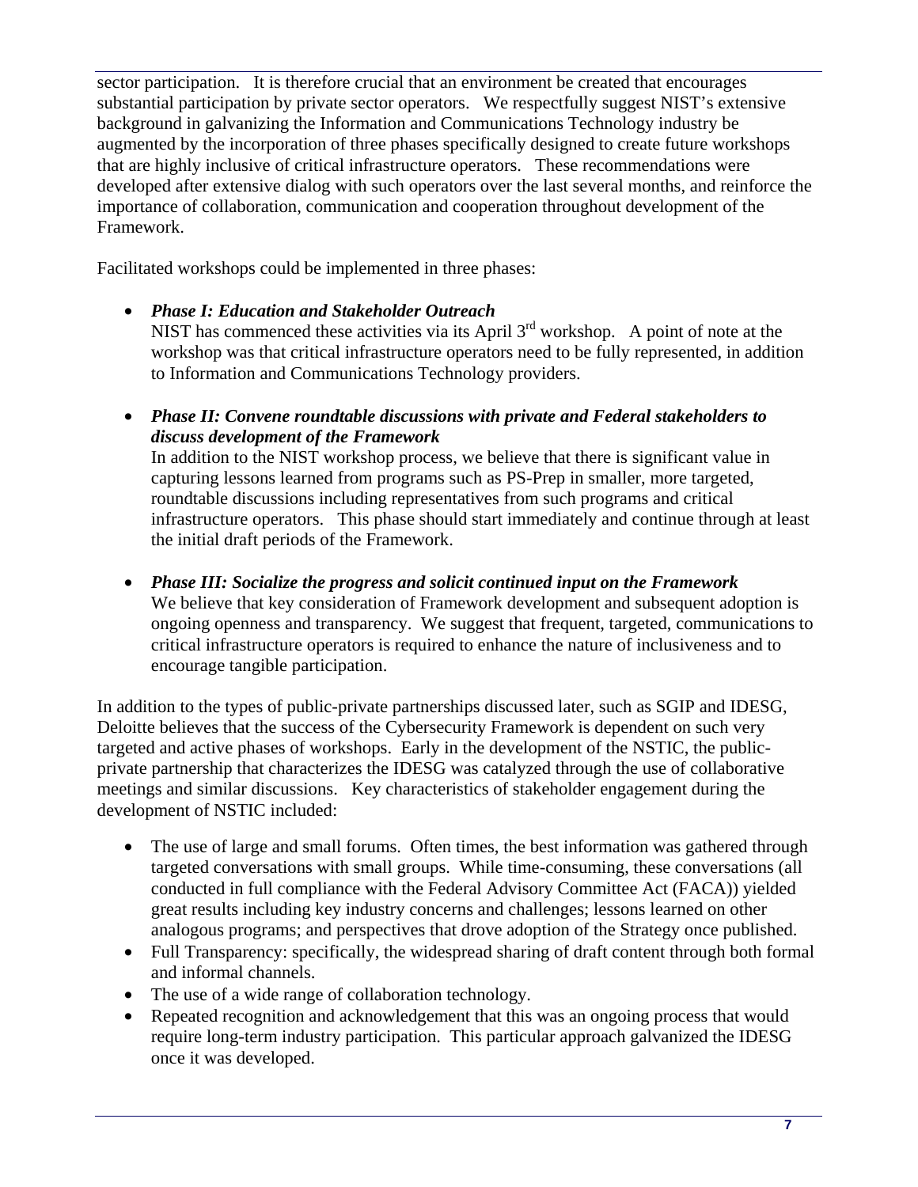sector participation. It is therefore crucial that an environment be created that encourages substantial participation by private sector operators. We respectfully suggest NIST's extensive background in galvanizing the Information and Communications Technology industry be augmented by the incorporation of three phases specifically designed to create future workshops that are highly inclusive of critical infrastructure operators. These recommendations were developed after extensive dialog with such operators over the last several months, and reinforce the importance of collaboration, communication and cooperation throughout development of the Framework.

Facilitated workshops could be implemented in three phases:

- ***Phase I: Education and Stakeholder Outreach***
  NIST has commenced these activities via its April 3rd workshop. A point of note at the workshop was that critical infrastructure operators need to be fully represented, in addition to Information and Communications Technology providers.

- ***Phase II: Convene roundtable discussions with private and Federal stakeholders to discuss development of the Framework***
  In addition to the NIST workshop process, we believe that there is significant value in capturing lessons learned from programs such as PS-Prep in smaller, more targeted, roundtable discussions including representatives from such programs and critical infrastructure operators. This phase should start immediately and continue through at least the initial draft periods of the Framework.

- ***Phase III: Socialize the progress and solicit continued input on the Framework***
  We believe that key consideration of Framework development and subsequent adoption is ongoing openness and transparency. We suggest that frequent, targeted, communications to critical infrastructure operators is required to enhance the nature of inclusiveness and to encourage tangible participation.

In addition to the types of public-private partnerships discussed later, such as SGIP and IDESG, Deloitte believes that the success of the Cybersecurity Framework is dependent on such very targeted and active phases of workshops. Early in the development of the NSTIC, the public-private partnership that characterizes the IDESG was catalyzed through the use of collaborative meetings and similar discussions. Key characteristics of stakeholder engagement during the development of NSTIC included:

- The use of large and small forums. Often times, the best information was gathered through targeted conversations with small groups. While time-consuming, these conversations (all conducted in full compliance with the Federal Advisory Committee Act (FACA)) yielded great results including key industry concerns and challenges; lessons learned on other analogous programs; and perspectives that drove adoption of the Strategy once published.
- Full Transparency: specifically, the widespread sharing of draft content through both formal and informal channels.
- The use of a wide range of collaboration technology.
- Repeated recognition and acknowledgement that this was an ongoing process that would require long-term industry participation. This particular approach galvanized the IDESG once it was developed.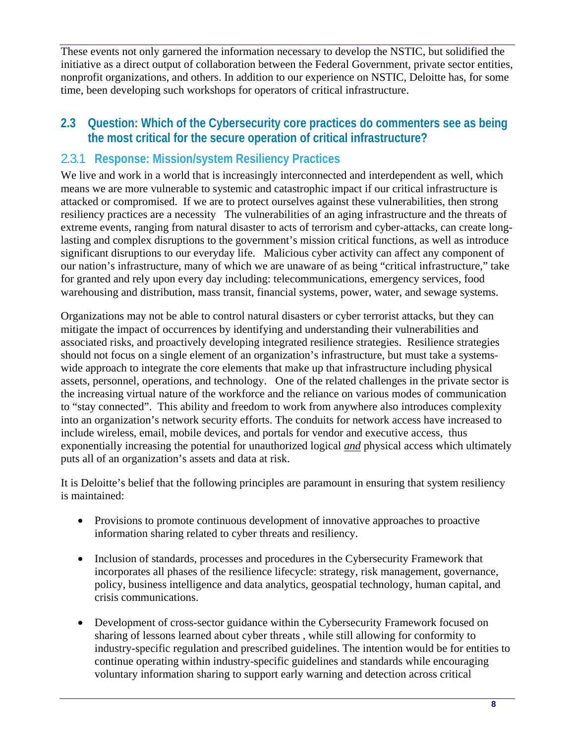These events not only garnered the information necessary to develop the NSTIC, but solidified the initiative as a direct output of collaboration between the Federal Government, private sector entities, nonprofit organizations, and others. In addition to our experience on NSTIC, Deloitte has, for some time, been developing such workshops for operators of critical infrastructure.

## 2.3 Question: Which of the Cybersecurity core practices do commenters see as being the most critical for the secure operation of critical infrastructure?

### 2.3.1 Response: Mission/system Resiliency Practices

We live and work in a world that is increasingly interconnected and interdependent as well, which means we are more vulnerable to systemic and catastrophic impact if our critical infrastructure is attacked or compromised. If we are to protect ourselves against these vulnerabilities, then strong resiliency practices are a necessity The vulnerabilities of an aging infrastructure and the threats of extreme events, ranging from natural disaster to acts of terrorism and cyber-attacks, can create long-lasting and complex disruptions to the government's mission critical functions, as well as introduce significant disruptions to our everyday life. Malicious cyber activity can affect any component of our nation's infrastructure, many of which we are unaware of as being "critical infrastructure," take for granted and rely upon every day including: telecommunications, emergency services, food warehousing and distribution, mass transit, financial systems, power, water, and sewage systems.

Organizations may not be able to control natural disasters or cyber terrorist attacks, but they can mitigate the impact of occurrences by identifying and understanding their vulnerabilities and associated risks, and proactively developing integrated resilience strategies. Resilience strategies should not focus on a single element of an organization's infrastructure, but must take a systems-wide approach to integrate the core elements that make up that infrastructure including physical assets, personnel, operations, and technology. One of the related challenges in the private sector is the increasing virtual nature of the workforce and the reliance on various modes of communication to "stay connected". This ability and freedom to work from anywhere also introduces complexity into an organization's network security efforts. The conduits for network access have increased to include wireless, email, mobile devices, and portals for vendor and executive access, thus exponentially increasing the potential for unauthorized logical *and* physical access which ultimately puts all of an organization's assets and data at risk.

It is Deloitte's belief that the following principles are paramount in ensuring that system resiliency is maintained:

- Provisions to promote continuous development of innovative approaches to proactive information sharing related to cyber threats and resiliency.

- Inclusion of standards, processes and procedures in the Cybersecurity Framework that incorporates all phases of the resilience lifecycle: strategy, risk management, governance, policy, business intelligence and data analytics, geospatial technology, human capital, and crisis communications.

- Development of cross-sector guidance within the Cybersecurity Framework focused on sharing of lessons learned about cyber threats , while still allowing for conformity to industry-specific regulation and prescribed guidelines. The intention would be for entities to continue operating within industry-specific guidelines and standards while encouraging voluntary information sharing to support early warning and detection across critical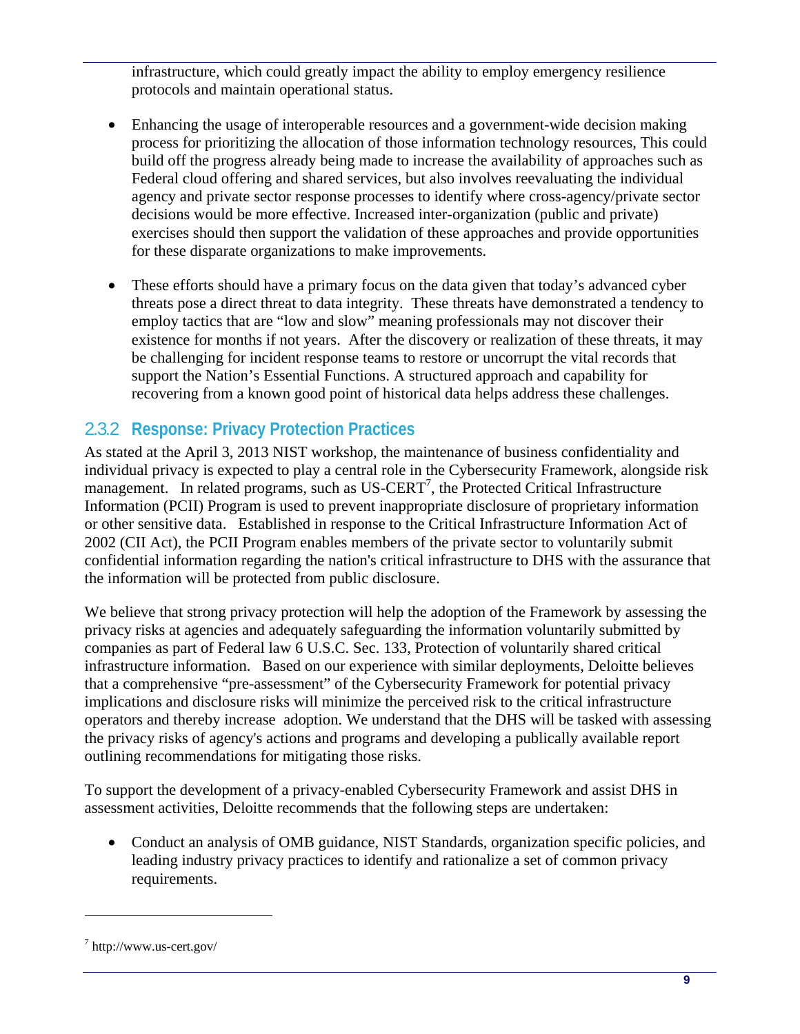infrastructure, which could greatly impact the ability to employ emergency resilience protocols and maintain operational status.

- Enhancing the usage of interoperable resources and a government-wide decision making process for prioritizing the allocation of those information technology resources, This could build off the progress already being made to increase the availability of approaches such as Federal cloud offering and shared services, but also involves reevaluating the individual agency and private sector response processes to identify where cross-agency/private sector decisions would be more effective. Increased inter-organization (public and private) exercises should then support the validation of these approaches and provide opportunities for these disparate organizations to make improvements.

- These efforts should have a primary focus on the data given that today's advanced cyber threats pose a direct threat to data integrity. These threats have demonstrated a tendency to employ tactics that are "low and slow" meaning professionals may not discover their existence for months if not years. After the discovery or realization of these threats, it may be challenging for incident response teams to restore or uncorrupt the vital records that support the Nation's Essential Functions. A structured approach and capability for recovering from a known good point of historical data helps address these challenges.

### 2.3.2 Response: Privacy Protection Practices

As stated at the April 3, 2013 NIST workshop, the maintenance of business confidentiality and individual privacy is expected to play a central role in the Cybersecurity Framework, alongside risk management. In related programs, such as US-CERT[7], the Protected Critical Infrastructure Information (PCII) Program is used to prevent inappropriate disclosure of proprietary information or other sensitive data. Established in response to the Critical Infrastructure Information Act of 2002 (CII Act), the PCII Program enables members of the private sector to voluntarily submit confidential information regarding the nation's critical infrastructure to DHS with the assurance that the information will be protected from public disclosure.

We believe that strong privacy protection will help the adoption of the Framework by assessing the privacy risks at agencies and adequately safeguarding the information voluntarily submitted by companies as part of Federal law 6 U.S.C. Sec. 133, Protection of voluntarily shared critical infrastructure information. Based on our experience with similar deployments, Deloitte believes that a comprehensive "pre-assessment" of the Cybersecurity Framework for potential privacy implications and disclosure risks will minimize the perceived risk to the critical infrastructure operators and thereby increase adoption. We understand that the DHS will be tasked with assessing the privacy risks of agency's actions and programs and developing a publically available report outlining recommendations for mitigating those risks.

To support the development of a privacy-enabled Cybersecurity Framework and assist DHS in assessment activities, Deloitte recommends that the following steps are undertaken:

- Conduct an analysis of OMB guidance, NIST Standards, organization specific policies, and leading industry privacy practices to identify and rationalize a set of common privacy requirements.

---

[7] http://www.us-cert.gov/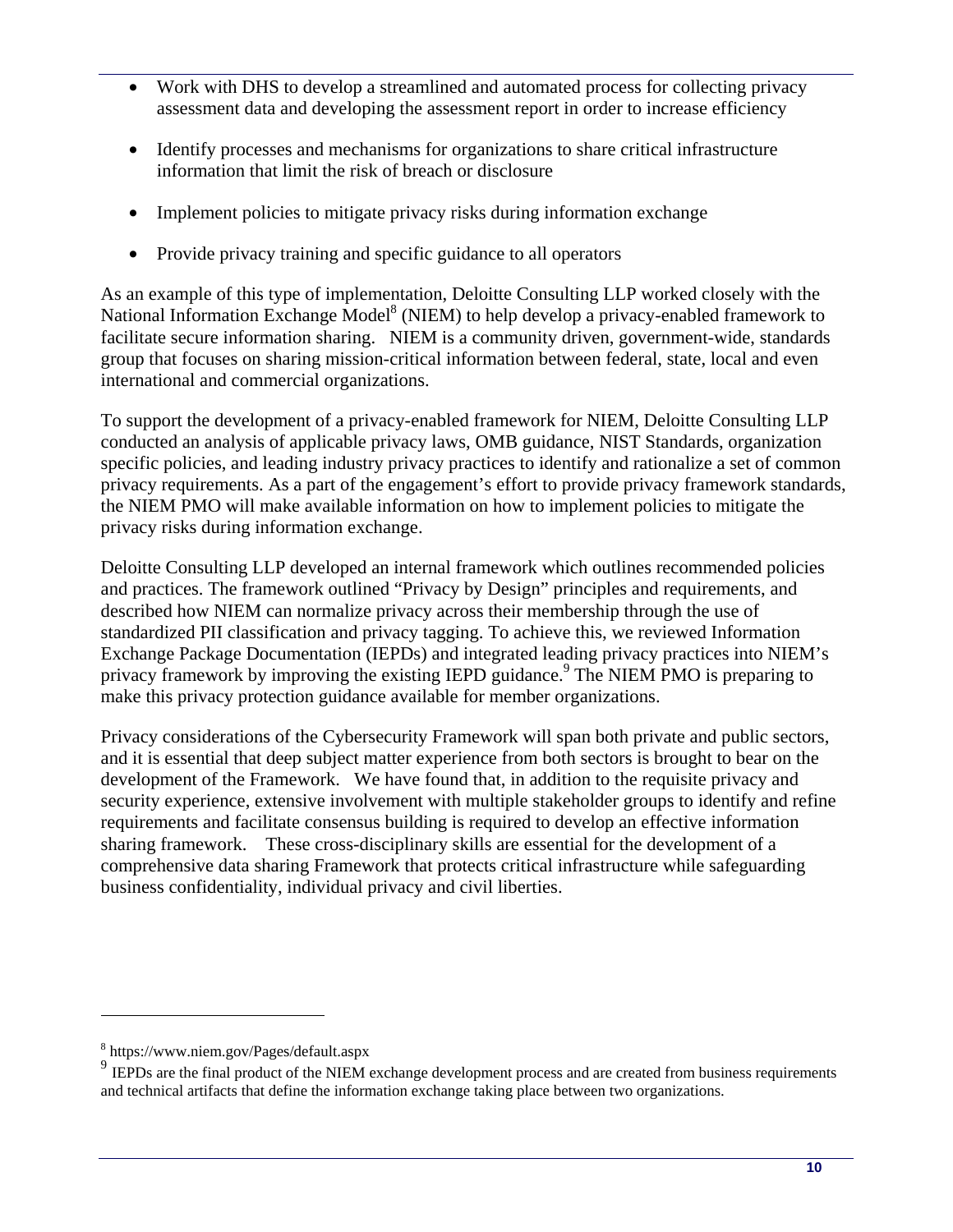- Work with DHS to develop a streamlined and automated process for collecting privacy assessment data and developing the assessment report in order to increase efficiency
- Identify processes and mechanisms for organizations to share critical infrastructure information that limit the risk of breach or disclosure
- Implement policies to mitigate privacy risks during information exchange
- Provide privacy training and specific guidance to all operators

As an example of this type of implementation, Deloitte Consulting LLP worked closely with the National Information Exchange Model[8] (NIEM) to help develop a privacy-enabled framework to facilitate secure information sharing. NIEM is a community driven, government-wide, standards group that focuses on sharing mission-critical information between federal, state, local and even international and commercial organizations.

To support the development of a privacy-enabled framework for NIEM, Deloitte Consulting LLP conducted an analysis of applicable privacy laws, OMB guidance, NIST Standards, organization specific policies, and leading industry privacy practices to identify and rationalize a set of common privacy requirements. As a part of the engagement's effort to provide privacy framework standards, the NIEM PMO will make available information on how to implement policies to mitigate the privacy risks during information exchange.

Deloitte Consulting LLP developed an internal framework which outlines recommended policies and practices. The framework outlined "Privacy by Design" principles and requirements, and described how NIEM can normalize privacy across their membership through the use of standardized PII classification and privacy tagging. To achieve this, we reviewed Information Exchange Package Documentation (IEPDs) and integrated leading privacy practices into NIEM's privacy framework by improving the existing IEPD guidance.[9] The NIEM PMO is preparing to make this privacy protection guidance available for member organizations.

Privacy considerations of the Cybersecurity Framework will span both private and public sectors, and it is essential that deep subject matter experience from both sectors is brought to bear on the development of the Framework. We have found that, in addition to the requisite privacy and security experience, extensive involvement with multiple stakeholder groups to identify and refine requirements and facilitate consensus building is required to develop an effective information sharing framework. These cross-disciplinary skills are essential for the development of a comprehensive data sharing Framework that protects critical infrastructure while safeguarding business confidentiality, individual privacy and civil liberties.

---

[8] https://www.niem.gov/Pages/default.aspx

[9] IEPDs are the final product of the NIEM exchange development process and are created from business requirements and technical artifacts that define the information exchange taking place between two organizations.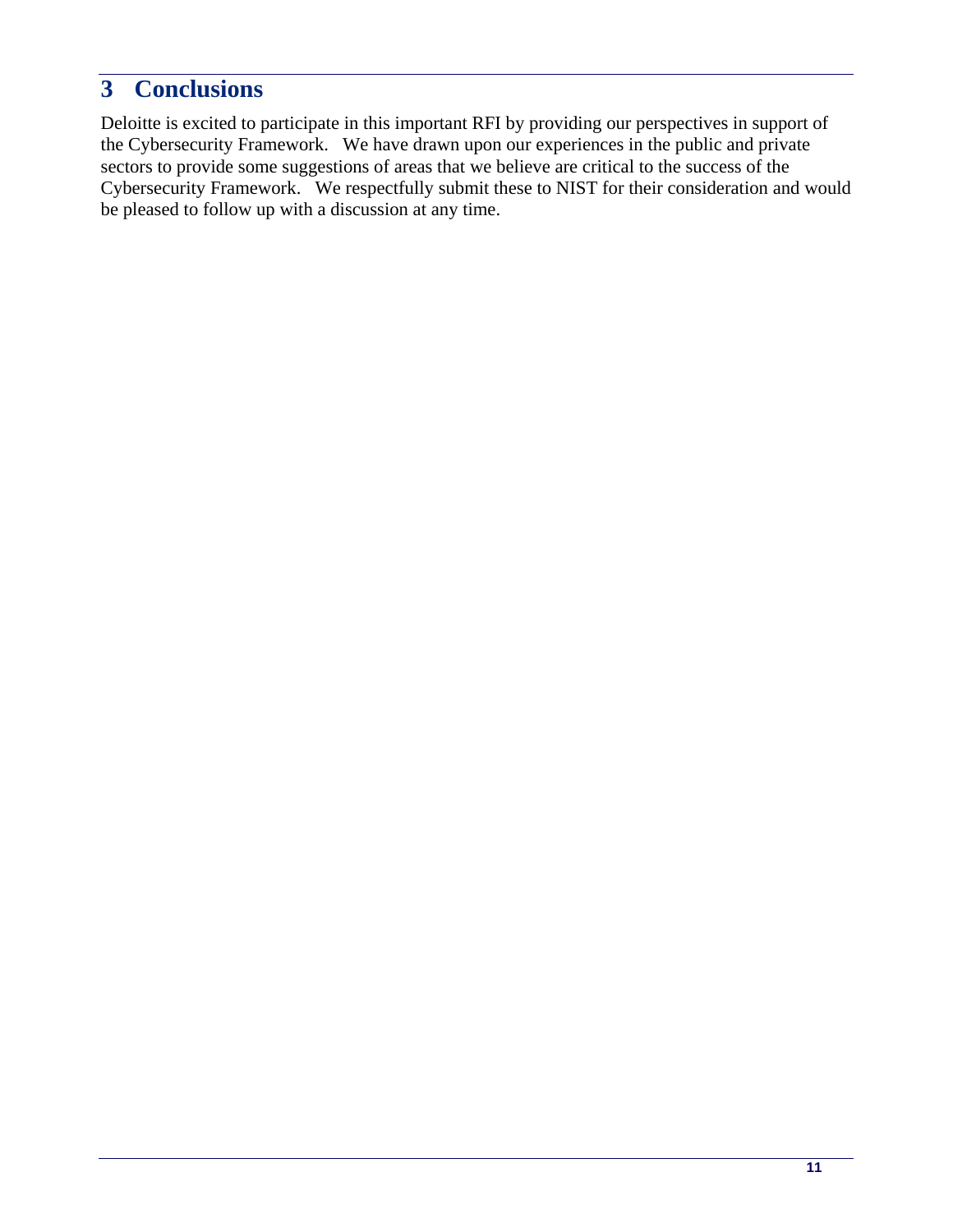# 3 Conclusions

Deloitte is excited to participate in this important RFI by providing our perspectives in support of the Cybersecurity Framework. We have drawn upon our experiences in the public and private sectors to provide some suggestions of areas that we believe are critical to the success of the Cybersecurity Framework. We respectfully submit these to NIST for their consideration and would be pleased to follow up with a discussion at any time.